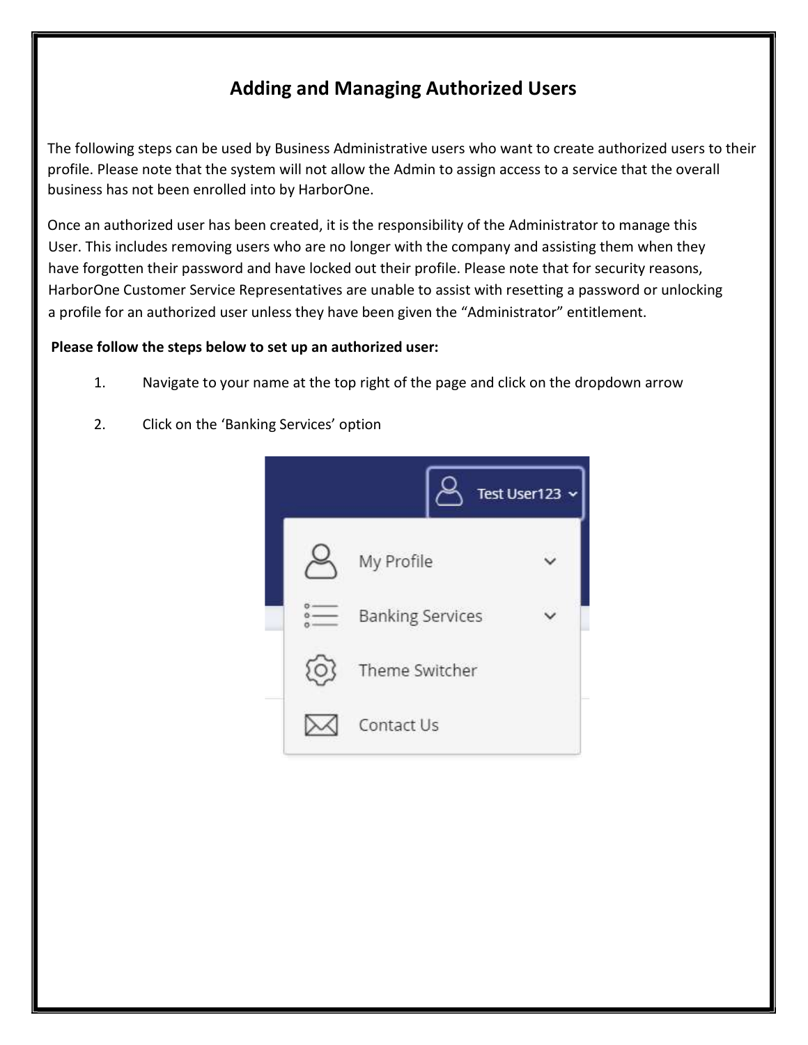# Adding and Managing Authorized Users

The following steps can be used by Business Administrative users who want to create authorized users to their profile. Please note that the system will not allow the Admin to assign access to a service that the overall business has not been enrolled into by HarborOne.

Once an authorized user has been created, it is the responsibility of the Administrator to manage this User. This includes removing users who are no longer with the company and assisting them when they have forgotten their password and have locked out their profile. Please note that for security reasons, HarborOne Customer Service Representatives are unable to assist with resetting a password or unlocking a profile for an authorized user unless they have been given the "Administrator" entitlement.

**Please follow the steps below to set up an authorized user:**

1. Navigate to your name at the top right of the page and click on the dropdown arrow
2. Click on the 'Banking Services' option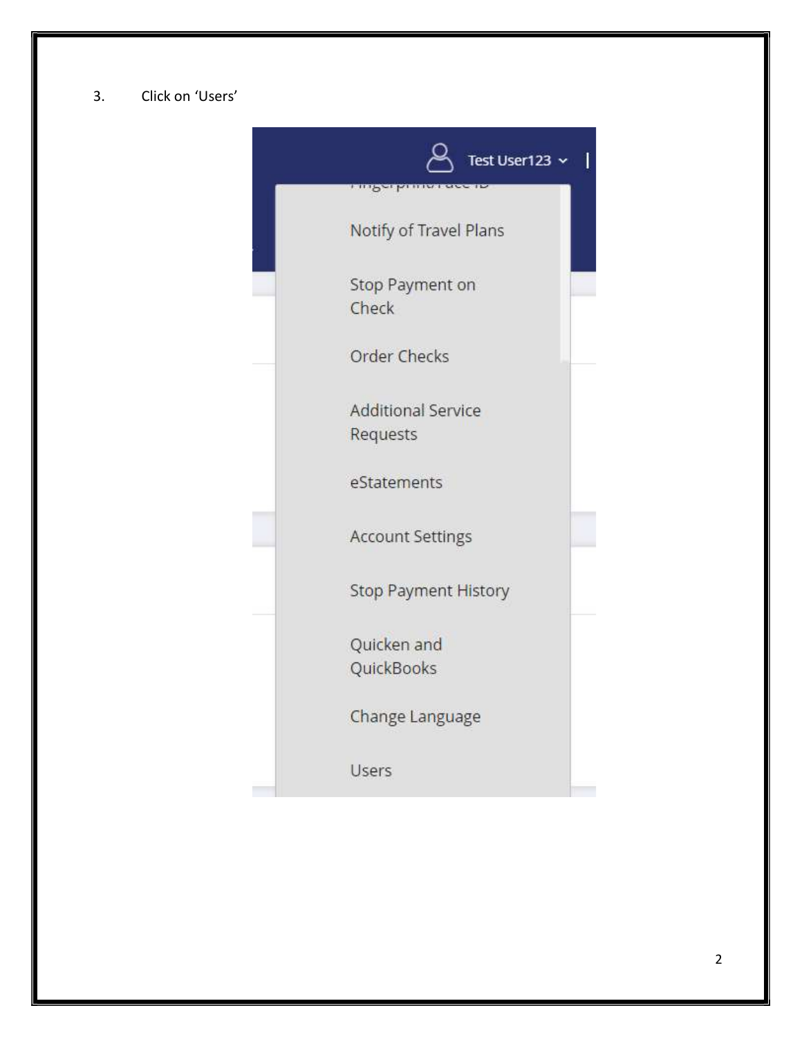3. Click on 'Users'

Test User123

Fingerprint/Face ID

Notify of Travel Plans

Stop Payment on Check

Order Checks

Additional Service Requests

eStatements

Account Settings

Stop Payment History

Quicken and QuickBooks

Change Language

Users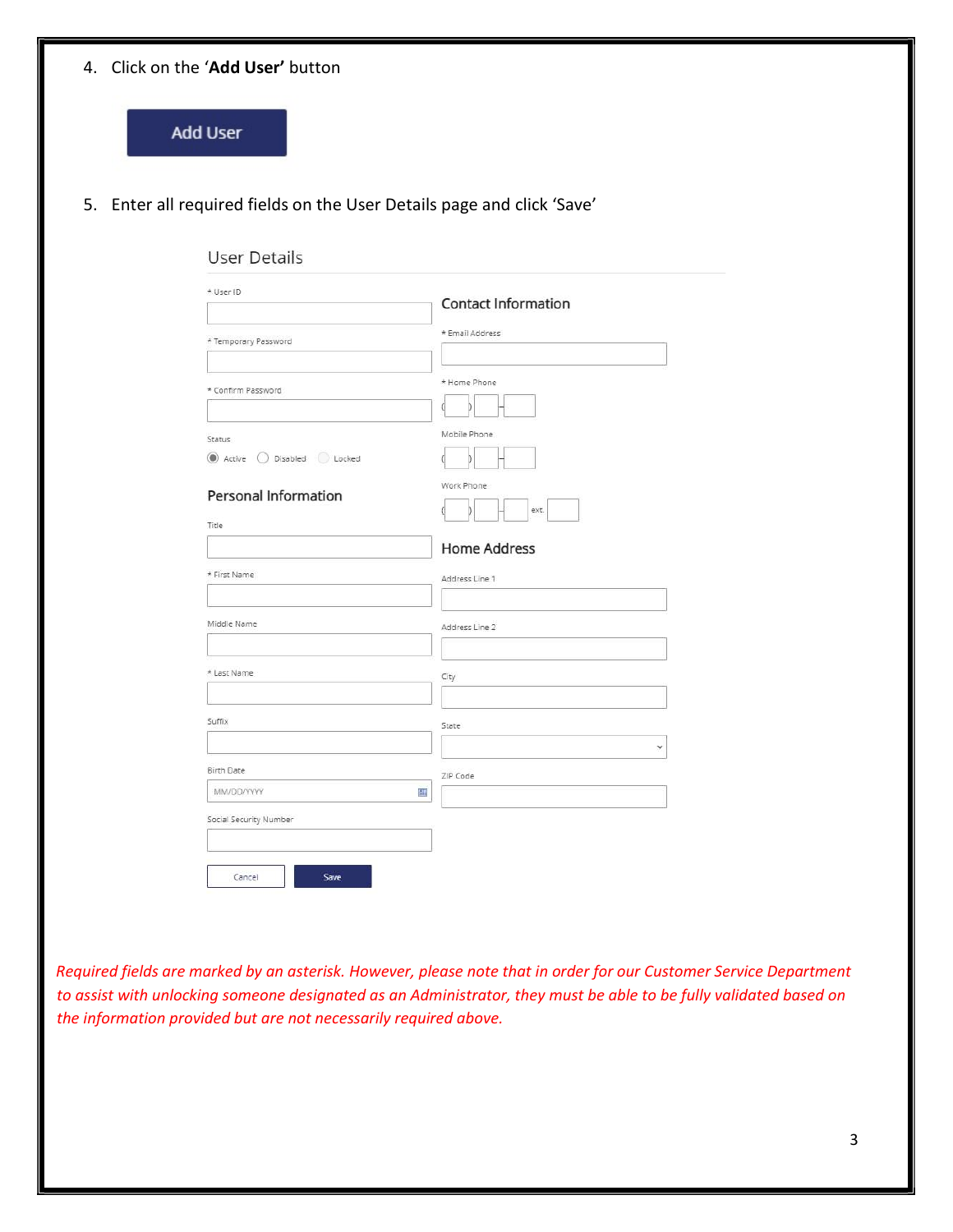4. Click on the '**Add User**' button

Add User

5. Enter all required fields on the User Details page and click 'Save'

User Details

* User ID

* Temporary Password

* Confirm Password

Status

Active | Disabled | Locked

Personal Information

Title

* First Name

Middle Name

* Last Name

Suffix

Birth Date

MM/DD/YYYY

Social Security Number

Contact Information

* Email Address

* Home Phone

Mobile Phone

Work Phone

ext.

Home Address

Address Line 1

Address Line 2

City

State

ZIP Code

Cancel | Save

*Required fields are marked by an asterisk. However, please note that in order for our Customer Service Department to assist with unlocking someone designated as an Administrator, they must be able to be fully validated based on the information provided but are not necessarily required above.*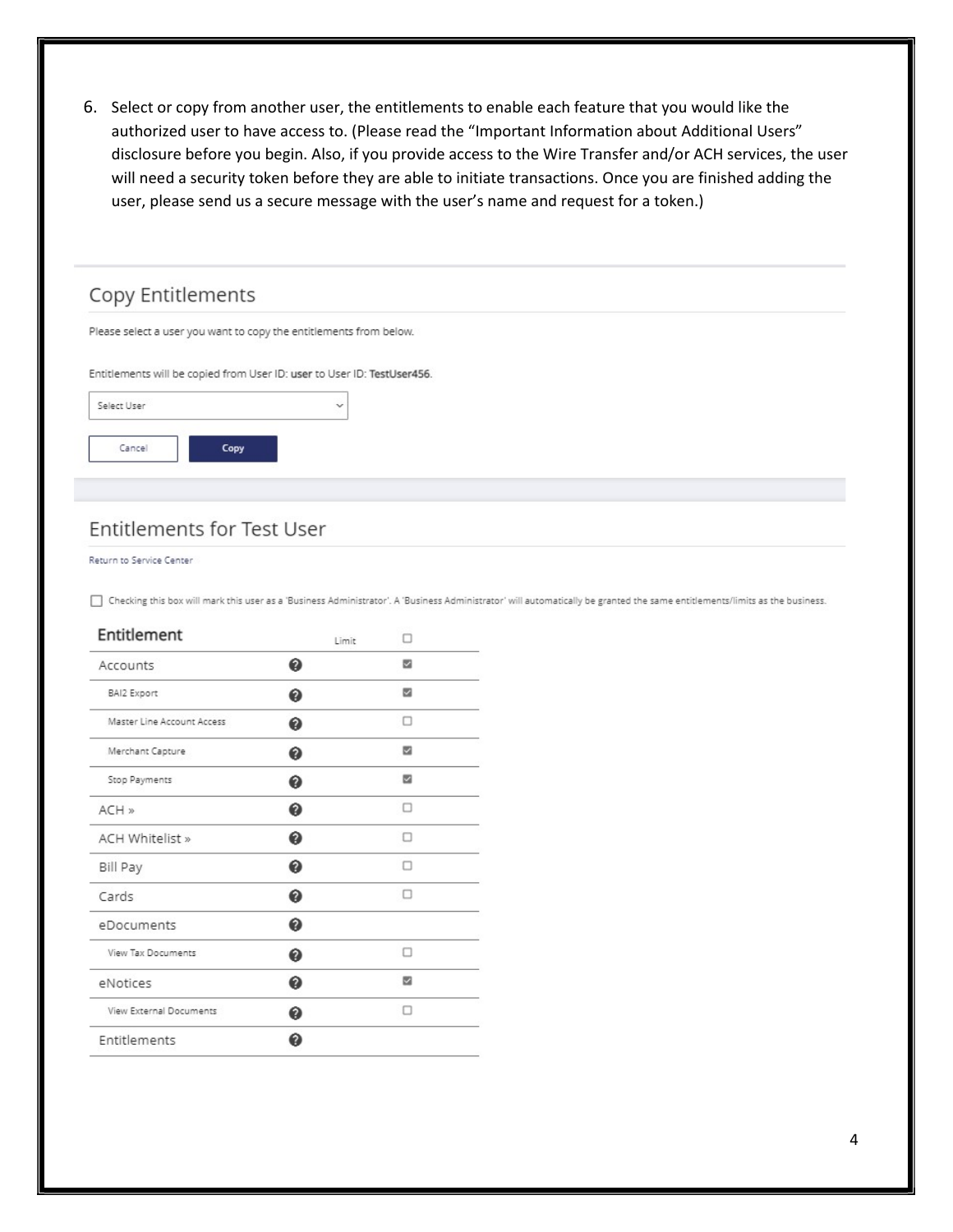6. Select or copy from another user, the entitlements to enable each feature that you would like the authorized user to have access to. (Please read the "Important Information about Additional Users" disclosure before you begin. Also, if you provide access to the Wire Transfer and/or ACH services, the user will need a security token before they are able to initiate transactions. Once you are finished adding the user, please send us a secure message with the user's name and request for a token.)

## Copy Entitlements

Please select a user you want to copy the entitlements from below.

Entitlements will be copied from User ID: **user** to User ID: **TestUser456**.

Select User

Cancel | Copy

## Entitlements for Test User

Return to Service Center

☐ Checking this box will mark this user as a 'Business Administrator'. A 'Business Administrator' will automatically be granted the same entitlements/limits as the business.

| Entitlement | | Limit | ☐ |
|---|---|---|---|
| Accounts | ? | | ☑ |
| BAI2 Export | ? | | ☑ |
| Master Line Account Access | ? | | ☐ |
| Merchant Capture | ? | | ☑ |
| Stop Payments | ? | | ☑ |
| ACH » | ? | | ☐ |
| ACH Whitelist » | ? | | ☐ |
| Bill Pay | ? | | ☐ |
| Cards | ? | | ☐ |
| eDocuments | ? | | |
| View Tax Documents | ? | | ☐ |
| eNotices | ? | | ☑ |
| View External Documents | ? | | ☐ |
| Entitlements | ? | | |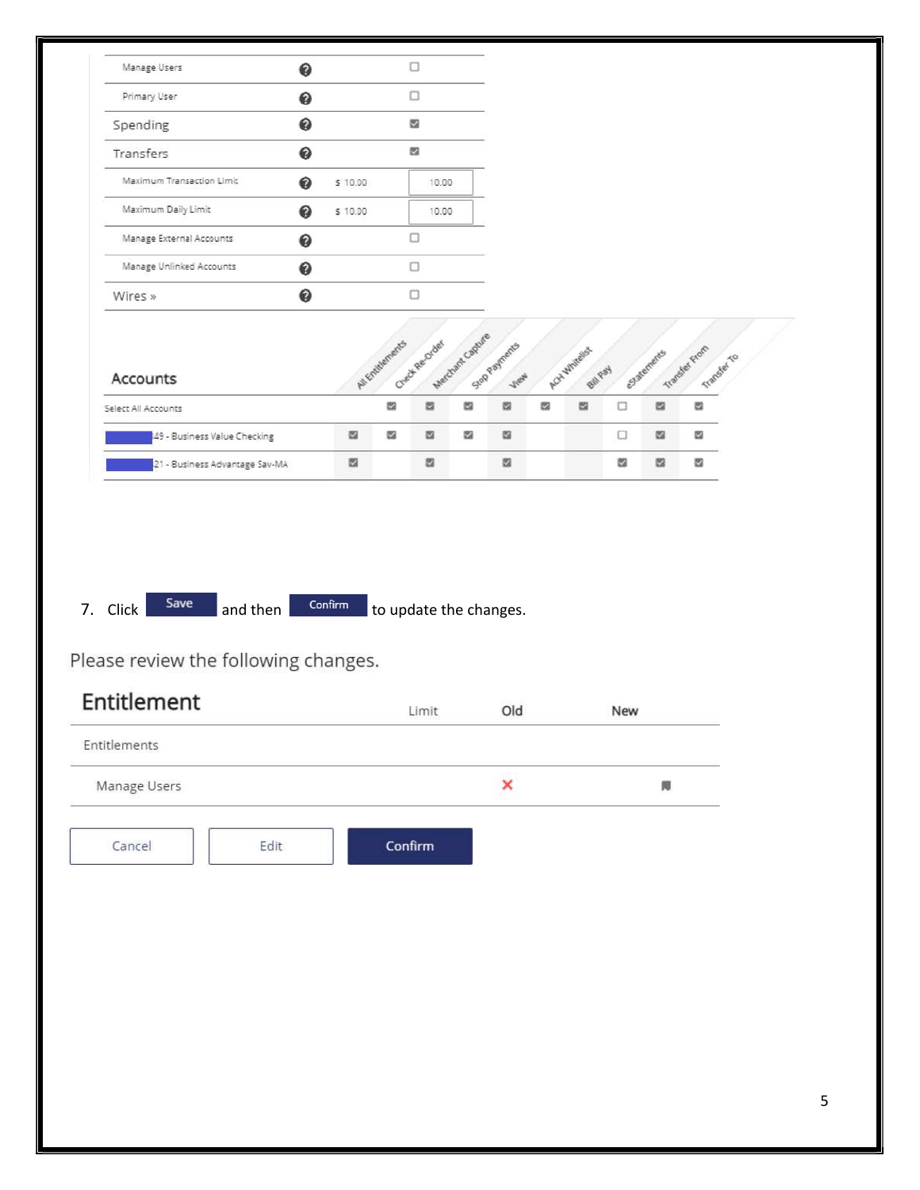| | | | |
|---|---|---|---|
| Manage Users | ❓ | | ☐ |
| Primary User | ❓ | | ☐ |
| Spending | ❓ | | ☑ |
| Transfers | ❓ | | ☑ |
| Maximum Transaction Limit | ❓ | $ 10.00 | 10.00 |
| Maximum Daily Limit | ❓ | $ 10.00 | 10.00 |
| Manage External Accounts | ❓ | | ☐ |
| Manage Unlinked Accounts | ❓ | | ☐ |
| Wires » | ❓ | | ☐ |

| Accounts | | All Entitlements | Check Re-Order | Merchant Capture | Stop Payments | View | ACH Whitelist | Bill Pay | eStatements | Transfer From | Transfer To |
|---|---|---|---|---|---|---|---|---|---|---|---|
| Select All Accounts | | ☑ | ☑ | ☑ | ☑ | ☑ | ☑ | ☐ | ☑ | ☑ | |
| 49 - Business Value Checking | ☑ | ☑ | ☑ | ☑ | ☑ | | | ☐ | ☑ | ☑ | |
| 21 - Business Advantage Sav-MA | ☑ | | ☑ | | ☑ | | | ☑ | ☑ | ☑ | |

7. Click **Save** and then **Confirm** to update the changes.

Please review the following changes.

| Entitlement | Limit | Old | New |
|---|---|---|---|
| Entitlements | | | |
| Manage Users | | ✗ | ■ |

Cancel | Edit | Confirm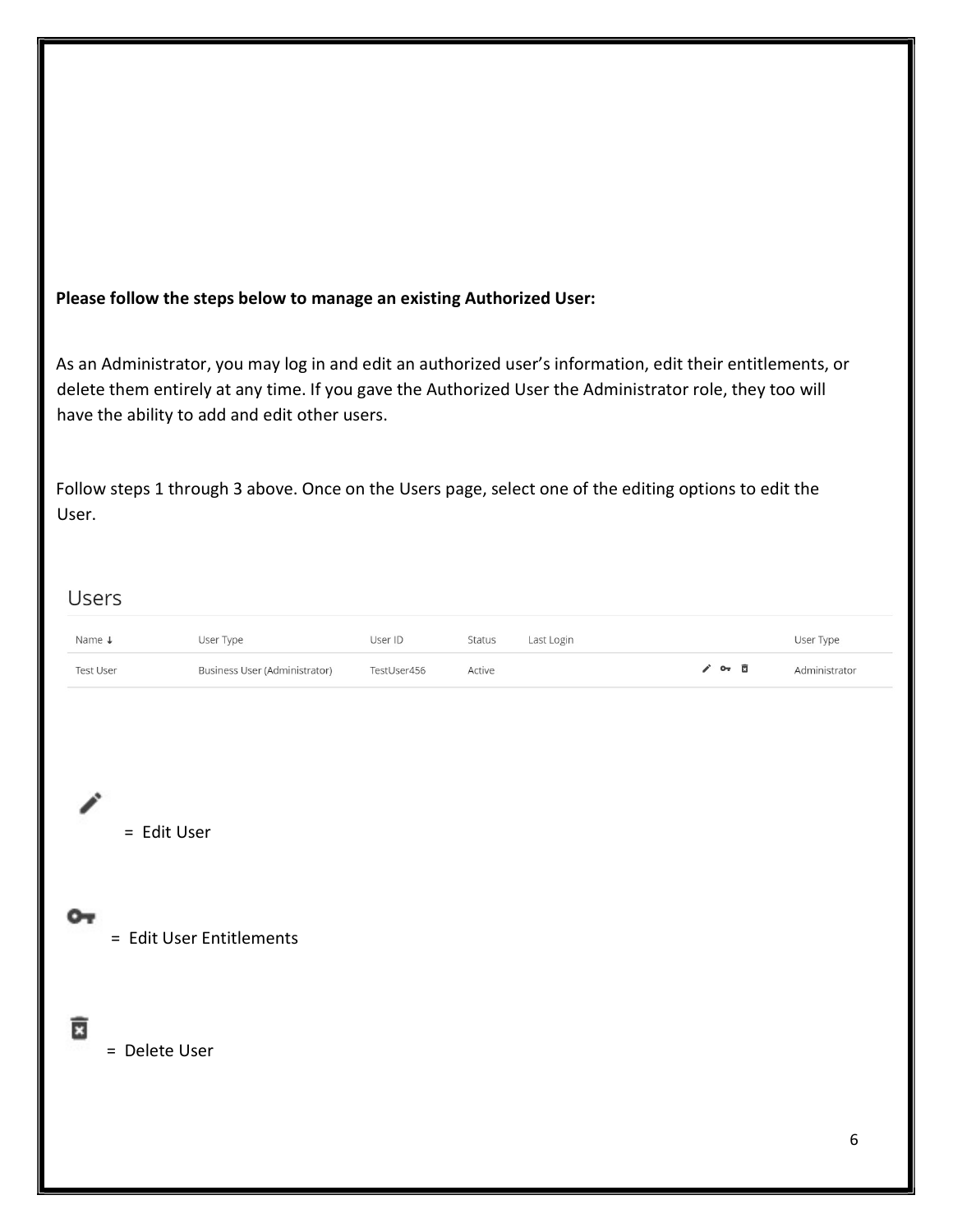**Please follow the steps below to manage an existing Authorized User:**

As an Administrator, you may log in and edit an authorized user's information, edit their entitlements, or delete them entirely at any time. If you gave the Authorized User the Administrator role, they too will have the ability to add and edit other users.

Follow steps 1 through 3 above. Once on the Users page, select one of the editing options to edit the User.

Users

| Name ↓ | User Type | User ID | Status | Last Login | | User Type |
|---|---|---|---|---|---|---|
| Test User | Business User (Administrator) | TestUser456 | Active | | ✎ 🔑 🗑 | Administrator |

✎ = Edit User

🔑 = Edit User Entitlements

🗑 = Delete User